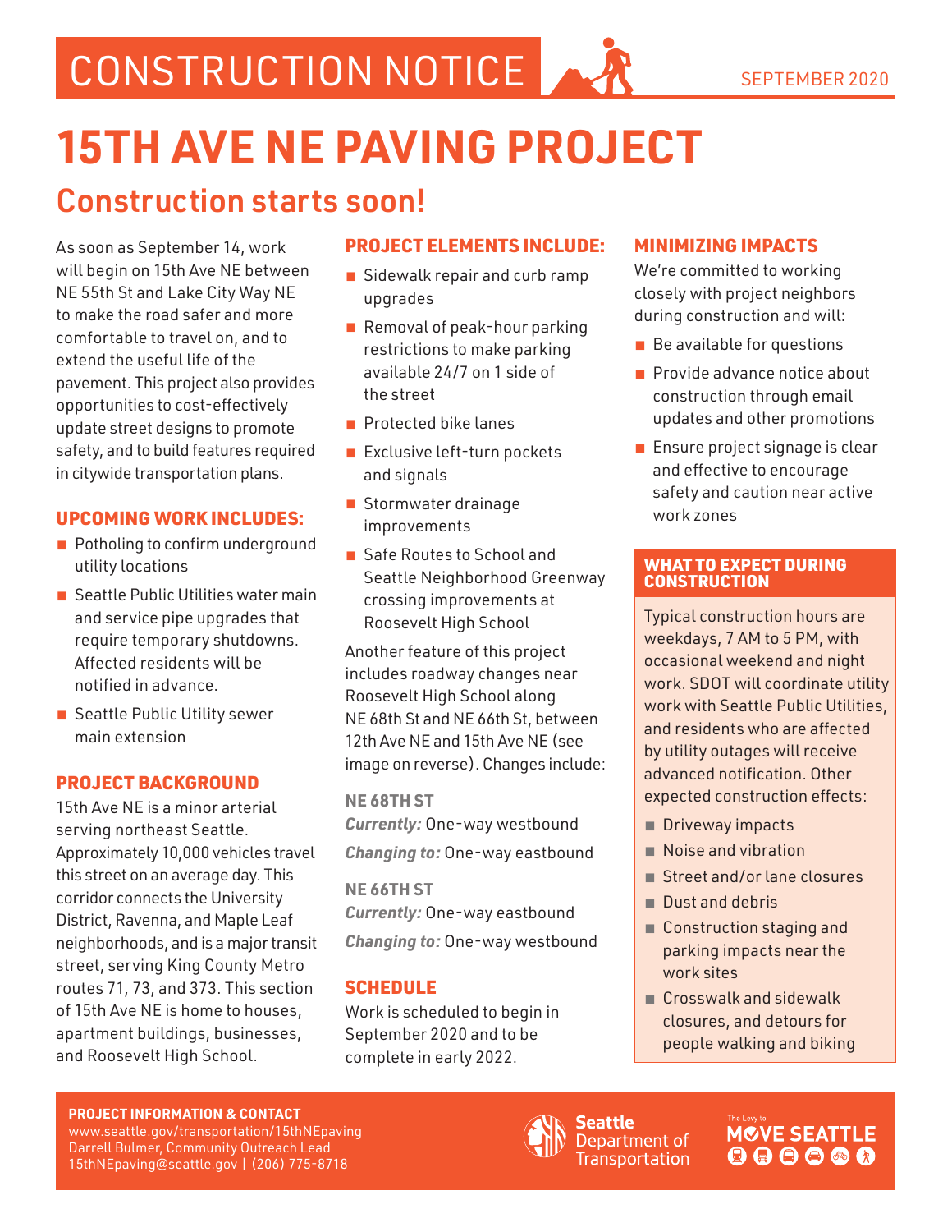# CONSTRUCTION NOTICE

SEPTEMBER 2020

# 15TH AVE NE PAVING PROJECT

## Construction starts soon!

As soon as September 14, work will begin on 15th Ave NE between NE 55th St and Lake City Way NE to make the road safer and more comfortable to travel on, and to extend the useful life of the pavement. This project also provides opportunities to cost-effectively update street designs to promote safety, and to build features required in citywide transportation plans.

### UPCOMING WORK INCLUDES:

- Potholing to confirm underground utility locations
- Seattle Public Utilities water main and service pipe upgrades that require temporary shutdowns. Affected residents will be notified in advance.
- Seattle Public Utility sewer main extension

### PROJECT BACKGROUND

15th Ave NE is a minor arterial serving northeast Seattle. Approximately 10,000 vehicles travel this street on an average day. This corridor connects the University District, Ravenna, and Maple Leaf neighborhoods, and is a major transit street, serving King County Metro routes 71, 73, and 373. This section of 15th Ave NE is home to houses, apartment buildings, businesses, and Roosevelt High School.

### PROJECT ELEMENTS INCLUDE:

- Sidewalk repair and curb ramp upgrades
- Removal of peak-hour parking restrictions to make parking available 24/7 on 1 side of the street
- Protected bike lanes
- Exclusive left-turn pockets and signals
- Stormwater drainage improvements
- Safe Routes to School and Seattle Neighborhood Greenway crossing improvements at Roosevelt High School

Another feature of this project includes roadway changes near Roosevelt High School along NE 68th St and NE 66th St, between 12th Ave NE and 15th Ave NE (see image on reverse). Changes include:

**NE 68TH ST**

***Currently:*** One-way westbound

***Changing to:*** One-way eastbound

**NE 66TH ST**

***Currently:*** One-way eastbound

***Changing to:*** One-way westbound

### SCHEDULE

Work is scheduled to begin in September 2020 and to be complete in early 2022.

### MINIMIZING IMPACTS

We're committed to working closely with project neighbors during construction and will:

- Be available for questions
- Provide advance notice about construction through email updates and other promotions
- Ensure project signage is clear and effective to encourage safety and caution near active work zones

### WHAT TO EXPECT DURING CONSTRUCTION

Typical construction hours are weekdays, 7 AM to 5 PM, with occasional weekend and night work. SDOT will coordinate utility work with Seattle Public Utilities, and residents who are affected by utility outages will receive advanced notification. Other expected construction effects:

- Driveway impacts
- Noise and vibration
- Street and/or lane closures
- Dust and debris
- Construction staging and parking impacts near the work sites
- Crosswalk and sidewalk closures, and detours for people walking and biking

**PROJECT INFORMATION & CONTACT**
www.seattle.gov/transportation/15thNEpaving
Darrell Bulmer, Community Outreach Lead
15thNEpaving@seattle.gov | (206) 775-8718

Seattle Department of Transportation

The Levy to MOVE SEATTLE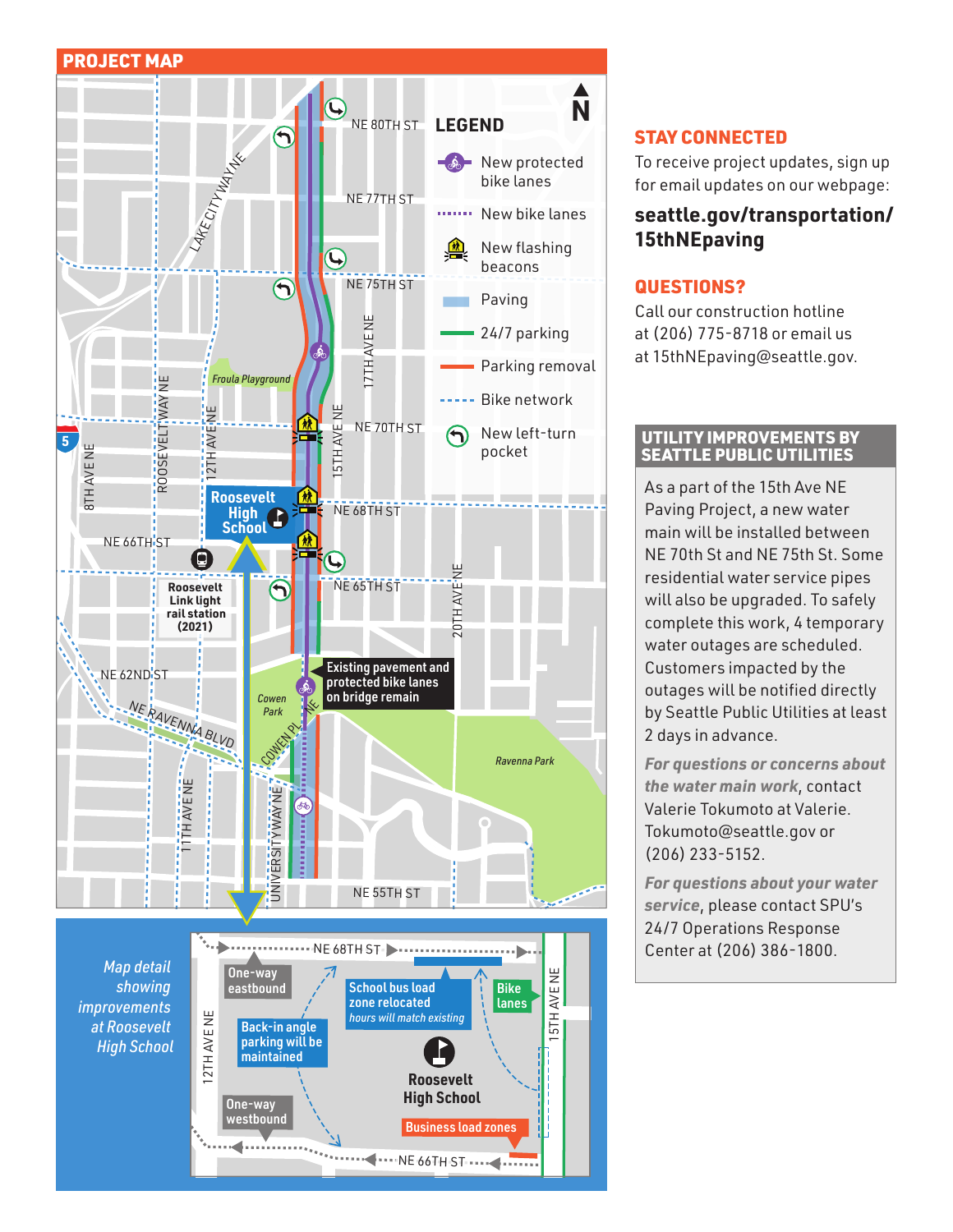## PROJECT MAP

**LEGEND**

- New protected bike lanes
- New bike lanes
- New flashing beacons
- Paving
- 24/7 parking
- Parking removal
- Bike network
- New left-turn pocket

N

NE 80TH ST
NE 77TH ST
NE 75TH ST
NE 70TH ST
NE 68TH ST
NE 66TH ST
NE 65TH ST
NE 62ND ST
NE 55TH ST
LAKE CITY WAY NE
ROOSEVELT WAY NE
12TH AVE NE
15TH AVE NE
17TH AVE NE
20TH AVE NE
8TH AVE NE
11TH AVE NE
UNIVERSITY WAY NE
COWEN PL NE
NE RAVENNA BLVD
Froula Playground
Roosevelt High School
Roosevelt Link light rail station (2021)
Cowen Park
Ravenna Park
5

Existing pavement and protected bike lanes on bridge remain

Map detail showing improvements at Roosevelt High School

NE 68TH ST
NE 66TH ST
12TH AVE NE
15TH AVE NE
One-way eastbound
One-way westbound
Back-in angle parking will be maintained
School bus load zone relocated
*hours will match existing*
Bike lanes
Roosevelt High School
Business load zones

## STAY CONNECTED

To receive project updates, sign up for email updates on our webpage:

**seattle.gov/transportation/15thNEpaving**

## QUESTIONS?

Call our construction hotline at (206) 775-8718 or email us at 15thNEpaving@seattle.gov.

## UTILITY IMPROVEMENTS BY SEATTLE PUBLIC UTILITIES

As a part of the 15th Ave NE Paving Project, a new water main will be installed between NE 70th St and NE 75th St. Some residential water service pipes will also be upgraded. To safely complete this work, 4 temporary water outages are scheduled. Customers impacted by the outages will be notified directly by Seattle Public Utilities at least 2 days in advance.

***For questions or concerns about the water main work***, contact Valerie Tokumoto at Valerie.Tokumoto@seattle.gov or (206) 233-5152.

***For questions about your water service***, please contact SPU's 24/7 Operations Response Center at (206) 386-1800.